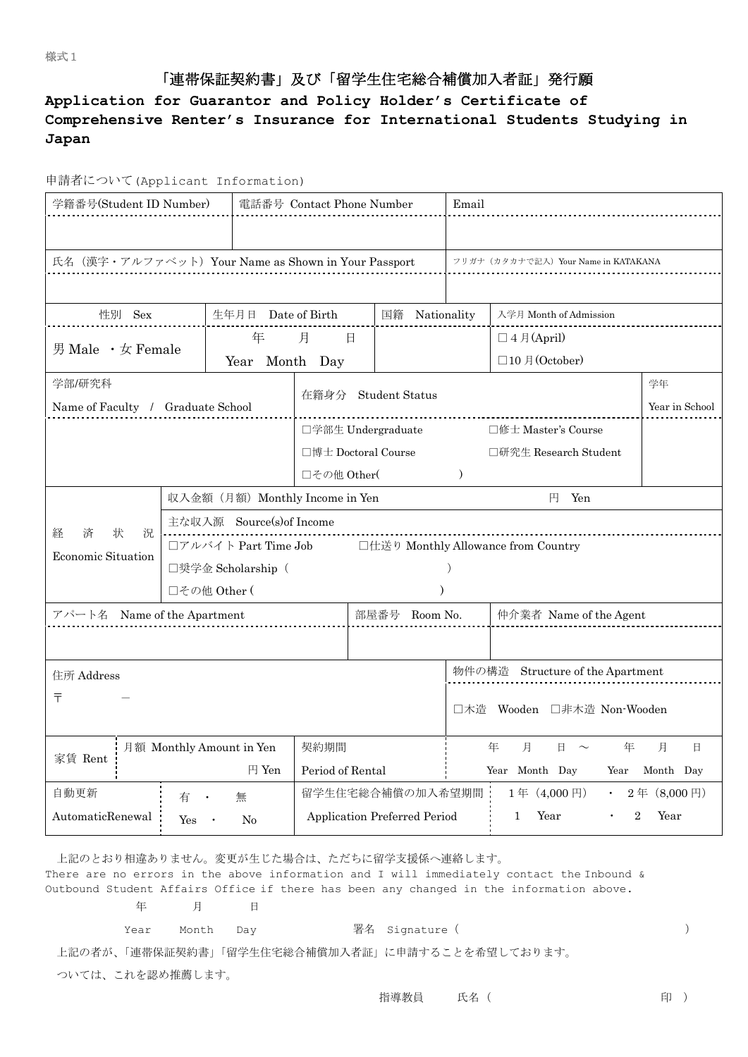様式１

# 「連帯保証契約書」及び「留学生住宅総合補償加入者証」発行願

## Application for Guarantor and Policy Holder's Certificate of Comprehensive Renter's Insurance for International Students Studying in Japan

申請者について(Applicant Information)

| 学籍番号(Student ID Number) | 電話番号 Contact Phone Number | Email |
|---|---|---|
| | | |

| 氏名（漢字・アルファベット）Your Name as Shown in Your Passport | フリガナ（カタカナで記入）Your Name in KATAKANA |
|---|---|
| | |

| 性別 Sex | 生年月日 Date of Birth | 国籍 Nationality | 入学月 Month of Admission |
|---|---|---|---|
| 男 Male ・女 Female | 年 月 日<br>Year Month Day | | □４月(April)<br>□10 月(October) |

| 学部/研究科<br>Name of Faculty / Graduate School | 在籍身分 Student Status | | 学年<br>Year in School |
|---|---|---|---|
| | □学部生 Undergraduate<br>□博士 Doctoral Course<br>□その他 Other( ) | □修士 Master's Course<br>□研究生 Research Student | |

| 経済状況<br>Economic Situation | |
|---|---|
| | 収入金額（月額）Monthly Income in Yen 円 Yen |
| | 主な収入源 Source(s)of Income |
| | □アルバイト Part Time Job □仕送り Monthly Allowance from Country |
| | □奨学金 Scholarship（ ） |
| | □その他 Other ( ) |

| アパート名 Name of the Apartment | 部屋番号 Room No. | 仲介業者 Name of the Agent |
|---|---|---|
| | | |

| 住所 Address | 物件の構造 Structure of the Apartment |
|---|---|
| 〒 — | □木造 Wooden □非木造 Non-Wooden |

| 家賃 Rent | 月額 Monthly Amount in Yen<br>円 Yen | 契約期間<br>Period of Rental | 年 月 日 ～ 年 月 日<br>Year Month Day Year Month Day |
|---|---|---|---|
| 自動更新<br>AutomaticRenewal | 有 ・ 無<br>Yes ・ No | 留学生住宅総合補償の加入希望期間<br>Application Preferred Period | 1 年（4,000 円） ・ 2 年（8,000 円）<br>1 Year ・ 2 Year |

上記のとおり相違ありません。変更が生じた場合は、ただちに留学支援係へ連絡します。
There are no errors in the above information and I will immediately contact the Inbound & Outbound Student Affairs Office if there has been any changed in the information above.

年 月 日
Year Month Day 署名 Signature ( )

上記の者が、「連帯保証契約書」「留学生住宅総合補償加入者証」に申請することを希望しております。
ついては、これを認め推薦します。

指導教員 氏名 ( 印 )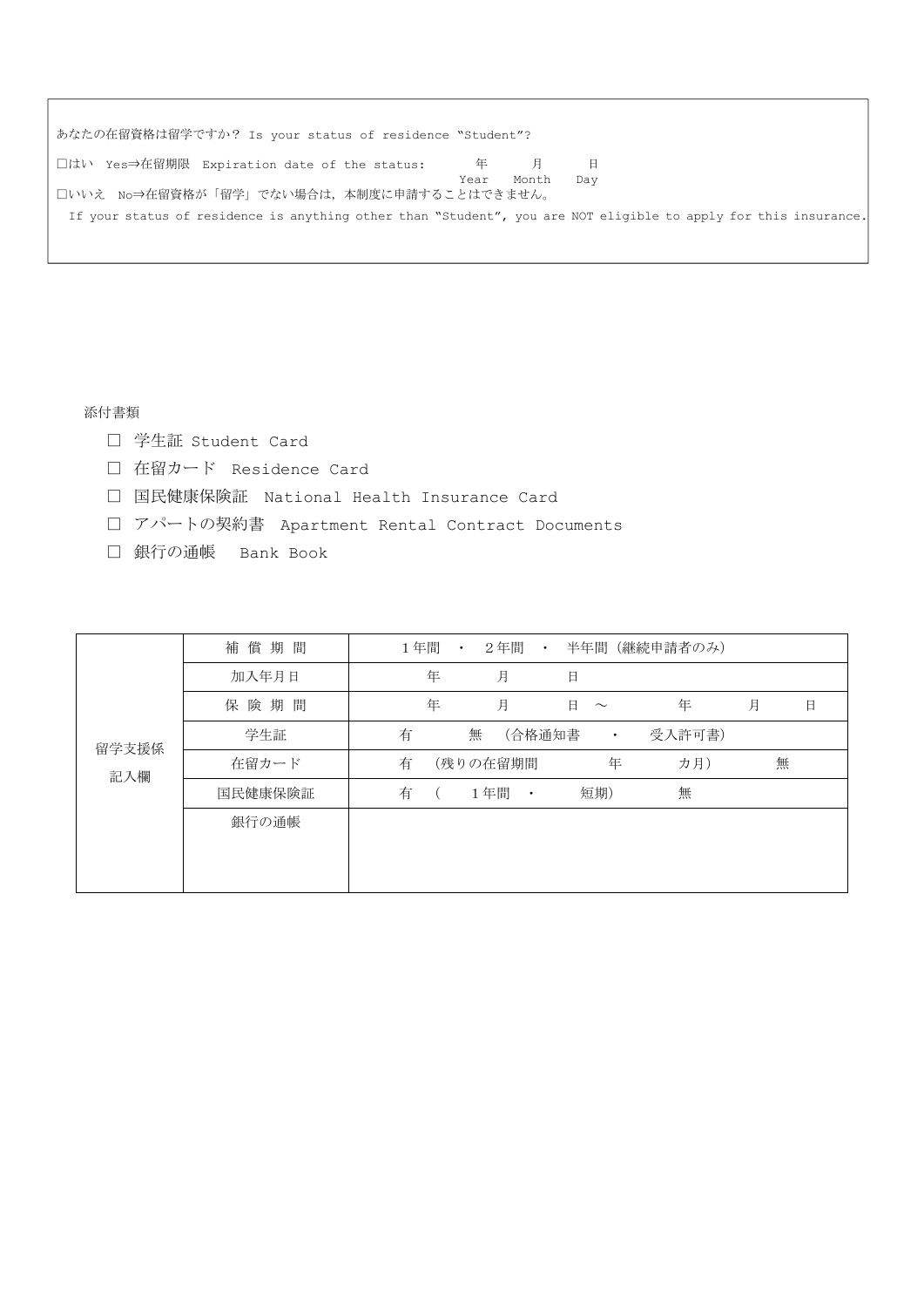あなたの在留資格は留学ですか？ Is your status of residence "Student"?

□はい Yes⇒在留期限 Expiration date of the status: 　　年 Year 　　月 Month 　　日 Day

□いいえ No⇒在留資格が「留学」でない場合は，本制度に申請することはできません。

If your status of residence is anything other than "Student", you are NOT eligible to apply for this insurance.

添付書類

- □ 学生証 Student Card
- □ 在留カード Residence Card
- □ 国民健康保険証 National Health Insurance Card
- □ アパートの契約書 Apartment Rental Contract Documents
- □ 銀行の通帳 Bank Book

| 留学支援係記入欄 | 項目 | 内容 |
|---|---|---|
| | 補償期間 | 1年間 ・ 2年間 ・ 半年間（継続申請者のみ） |
| | 加入年月日 | 　年　月　日 |
| | 保険期間 | 　年　月　日 ～ 　年　月　日 |
| | 学生証 | 有　無（合格通知書 ・ 受入許可書） |
| | 在留カード | 有（残りの在留期間　年　カ月）　無 |
| | 国民健康保険証 | 有（ 1年間 ・ 短期）　無 |
| | 銀行の通帳 | |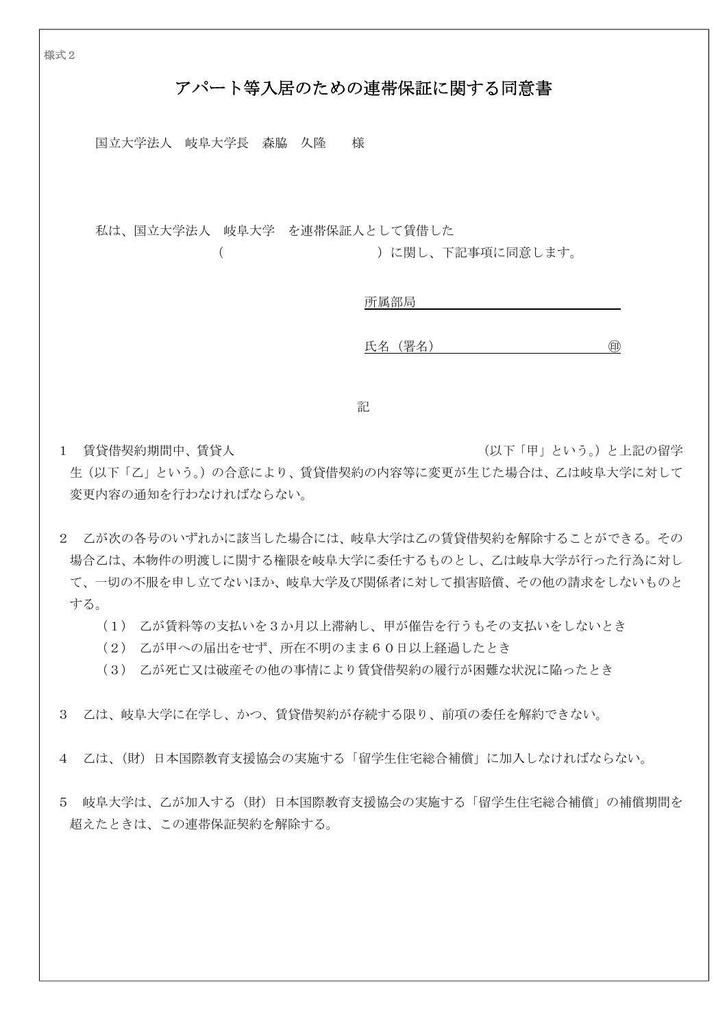様式２

# アパート等入居のための連帯保証に関する同意書

国立大学法人　岐阜大学長　森脇　久隆　　様

私は、国立大学法人　岐阜大学　を連帯保証人として賃借した
（　　　　　　　　　　　　　　）に関し、下記事項に同意します。

所属部局＿＿＿＿＿＿＿＿＿＿＿＿＿＿

氏名（署名）＿＿＿＿＿＿＿＿＿＿＿＿㊞

記

1　賃貸借契約期間中、賃貸人　　　　　　　　　　　　　　　（以下「甲」という。）と上記の留学生（以下「乙」という。）の合意により、賃貸借契約の内容等に変更が生じた場合は、乙は岐阜大学に対して変更内容の通知を行わなければならない。

2　乙が次の各号のいずれかに該当した場合には、岐阜大学は乙の賃貸借契約を解除することができる。その場合乙は、本物件の明渡しに関する権限を岐阜大学に委任するものとし、乙は岐阜大学が行った行為に対して、一切の不服を申し立てないほか、岐阜大学及び関係者に対して損害賠償、その他の請求をしないものとする。

（１）　乙が賃料等の支払いを３か月以上滞納し、甲が催告を行うもその支払いをしないとき

（２）　乙が甲への届出をせず、所在不明のまま６０日以上経過したとき

（３）　乙が死亡又は破産その他の事情により賃貸借契約の履行が困難な状況に陥ったとき

3　乙は、岐阜大学に在学し、かつ、賃貸借契約が存続する限り、前項の委任を解約できない。

4　乙は、（財）日本国際教育支援協会の実施する「留学生住宅総合補償」に加入しなければならない。

5　岐阜大学は、乙が加入する（財）日本国際教育支援協会の実施する「留学生住宅総合補償」の補償期間を超えたときは、この連帯保証契約を解除する。